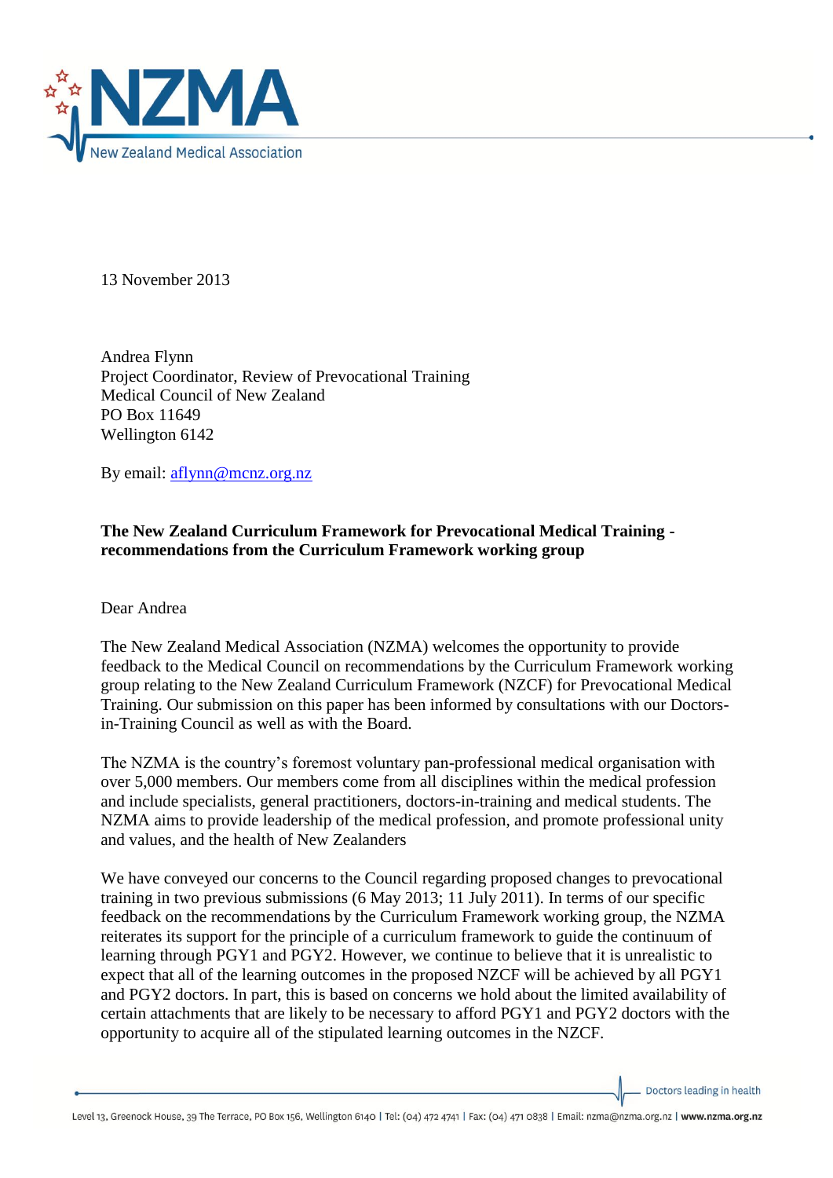13 November 2013

Andrea Flynn  
Project Coordinator, Review of Prevocational Training  
Medical Council of New Zealand  
PO Box 11649  
Wellington 6142

By email: aflynn@mcnz.org.nz

**The New Zealand Curriculum Framework for Prevocational Medical Training - recommendations from the Curriculum Framework working group**

Dear Andrea

The New Zealand Medical Association (NZMA) welcomes the opportunity to provide feedback to the Medical Council on recommendations by the Curriculum Framework working group relating to the New Zealand Curriculum Framework (NZCF) for Prevocational Medical Training. Our submission on this paper has been informed by consultations with our Doctors-in-Training Council as well as with the Board.

The NZMA is the country's foremost voluntary pan-professional medical organisation with over 5,000 members. Our members come from all disciplines within the medical profession and include specialists, general practitioners, doctors-in-training and medical students. The NZMA aims to provide leadership of the medical profession, and promote professional unity and values, and the health of New Zealanders

We have conveyed our concerns to the Council regarding proposed changes to prevocational training in two previous submissions (6 May 2013; 11 July 2011). In terms of our specific feedback on the recommendations by the Curriculum Framework working group, the NZMA reiterates its support for the principle of a curriculum framework to guide the continuum of learning through PGY1 and PGY2. However, we continue to believe that it is unrealistic to expect that all of the learning outcomes in the proposed NZCF will be achieved by all PGY1 and PGY2 doctors. In part, this is based on concerns we hold about the limited availability of certain attachments that are likely to be necessary to afford PGY1 and PGY2 doctors with the opportunity to acquire all of the stipulated learning outcomes in the NZCF.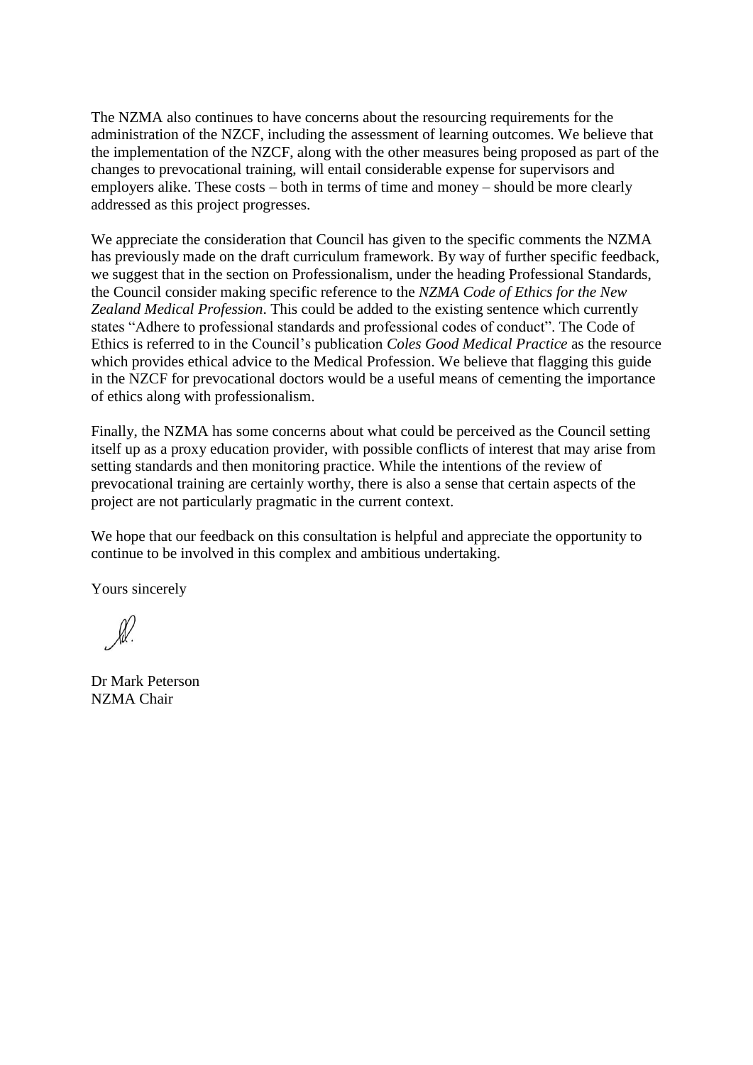The NZMA also continues to have concerns about the resourcing requirements for the administration of the NZCF, including the assessment of learning outcomes. We believe that the implementation of the NZCF, along with the other measures being proposed as part of the changes to prevocational training, will entail considerable expense for supervisors and employers alike. These costs – both in terms of time and money – should be more clearly addressed as this project progresses.

We appreciate the consideration that Council has given to the specific comments the NZMA has previously made on the draft curriculum framework. By way of further specific feedback, we suggest that in the section on Professionalism, under the heading Professional Standards, the Council consider making specific reference to the *NZMA Code of Ethics for the New Zealand Medical Profession*. This could be added to the existing sentence which currently states "Adhere to professional standards and professional codes of conduct". The Code of Ethics is referred to in the Council's publication *Coles Good Medical Practice* as the resource which provides ethical advice to the Medical Profession. We believe that flagging this guide in the NZCF for prevocational doctors would be a useful means of cementing the importance of ethics along with professionalism.

Finally, the NZMA has some concerns about what could be perceived as the Council setting itself up as a proxy education provider, with possible conflicts of interest that may arise from setting standards and then monitoring practice. While the intentions of the review of prevocational training are certainly worthy, there is also a sense that certain aspects of the project are not particularly pragmatic in the current context.

We hope that our feedback on this consultation is helpful and appreciate the opportunity to continue to be involved in this complex and ambitious undertaking.

Yours sincerely

Dr Mark Peterson
NZMA Chair